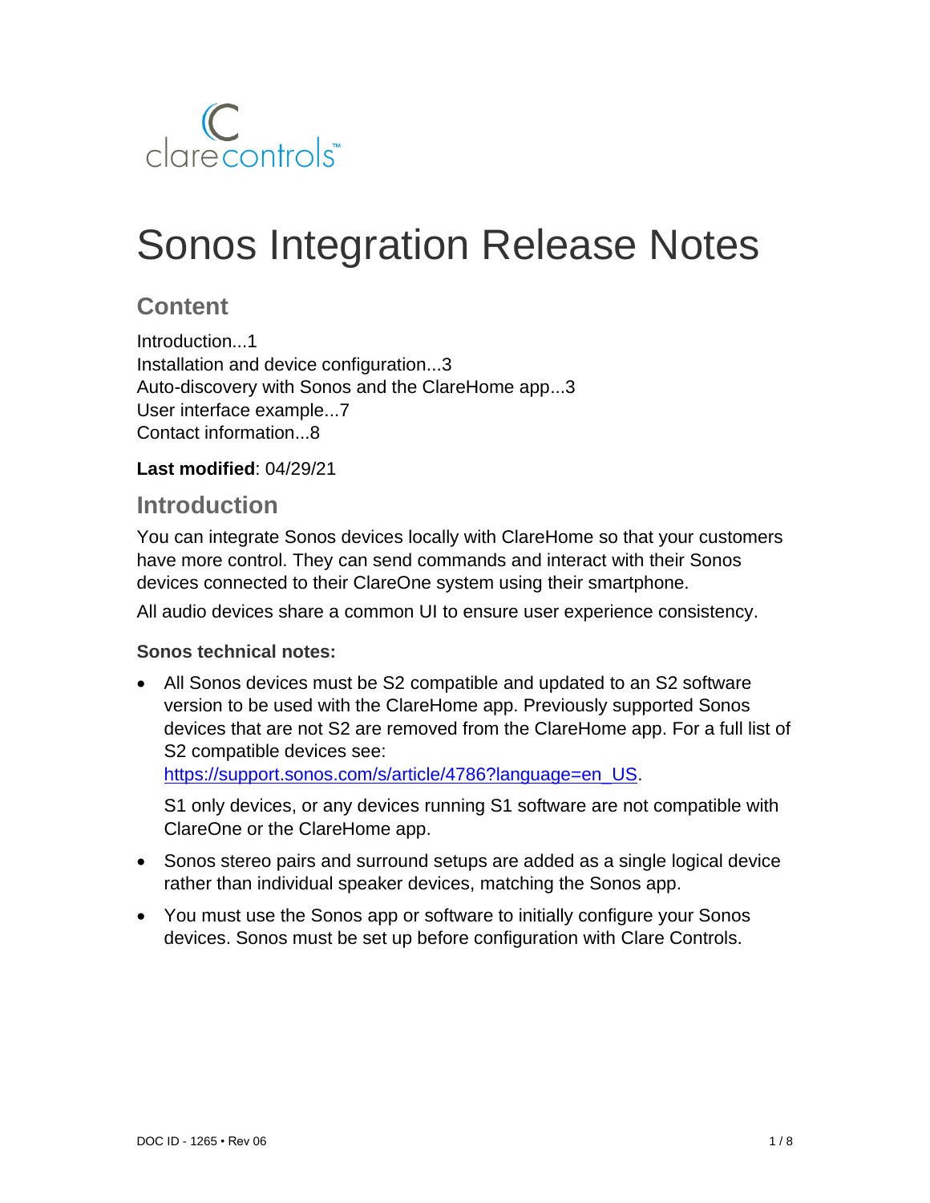# Sonos Integration Release Notes

## Content

Introduction...1
Installation and device configuration...3
Auto-discovery with Sonos and the ClareHome app...3
User interface example...7
Contact information...8

**Last modified**: 04/29/21

## Introduction

You can integrate Sonos devices locally with ClareHome so that your customers have more control. They can send commands and interact with their Sonos devices connected to their ClareOne system using their smartphone.

All audio devices share a common UI to ensure user experience consistency.

**Sonos technical notes:**

- All Sonos devices must be S2 compatible and updated to an S2 software version to be used with the ClareHome app. Previously supported Sonos devices that are not S2 are removed from the ClareHome app. For a full list of S2 compatible devices see: https://support.sonos.com/s/article/4786?language=en_US.

  S1 only devices, or any devices running S1 software are not compatible with ClareOne or the ClareHome app.

- Sonos stereo pairs and surround setups are added as a single logical device rather than individual speaker devices, matching the Sonos app.

- You must use the Sonos app or software to initially configure your Sonos devices. Sonos must be set up before configuration with Clare Controls.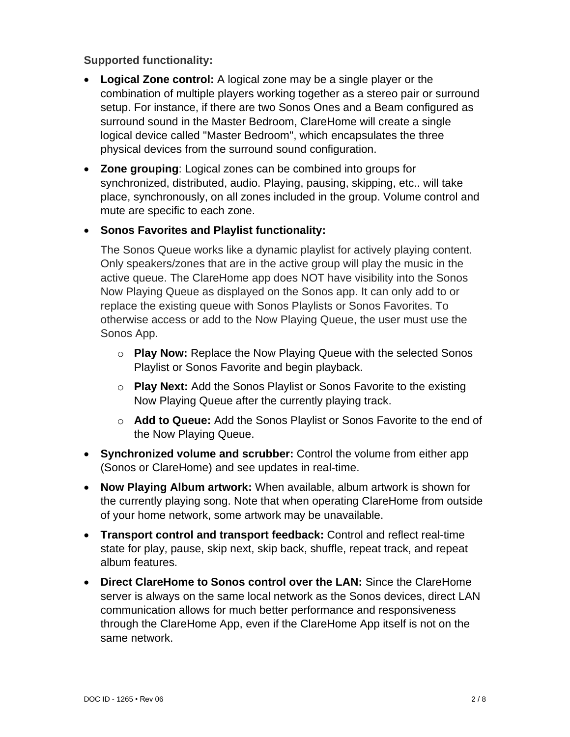**Supported functionality:**

- **Logical Zone control:** A logical zone may be a single player or the combination of multiple players working together as a stereo pair or surround setup. For instance, if there are two Sonos Ones and a Beam configured as surround sound in the Master Bedroom, ClareHome will create a single logical device called "Master Bedroom", which encapsulates the three physical devices from the surround sound configuration.
- **Zone grouping**: Logical zones can be combined into groups for synchronized, distributed, audio. Playing, pausing, skipping, etc.. will take place, synchronously, on all zones included in the group. Volume control and mute are specific to each zone.
- **Sonos Favorites and Playlist functionality:**

  The Sonos Queue works like a dynamic playlist for actively playing content. Only speakers/zones that are in the active group will play the music in the active queue. The ClareHome app does NOT have visibility into the Sonos Now Playing Queue as displayed on the Sonos app. It can only add to or replace the existing queue with Sonos Playlists or Sonos Favorites. To otherwise access or add to the Now Playing Queue, the user must use the Sonos App.

  - **Play Now:** Replace the Now Playing Queue with the selected Sonos Playlist or Sonos Favorite and begin playback.
  - **Play Next:** Add the Sonos Playlist or Sonos Favorite to the existing Now Playing Queue after the currently playing track.
  - **Add to Queue:** Add the Sonos Playlist or Sonos Favorite to the end of the Now Playing Queue.
- **Synchronized volume and scrubber:** Control the volume from either app (Sonos or ClareHome) and see updates in real-time.
- **Now Playing Album artwork:** When available, album artwork is shown for the currently playing song. Note that when operating ClareHome from outside of your home network, some artwork may be unavailable.
- **Transport control and transport feedback:** Control and reflect real-time state for play, pause, skip next, skip back, shuffle, repeat track, and repeat album features.
- **Direct ClareHome to Sonos control over the LAN:** Since the ClareHome server is always on the same local network as the Sonos devices, direct LAN communication allows for much better performance and responsiveness through the ClareHome App, even if the ClareHome App itself is not on the same network.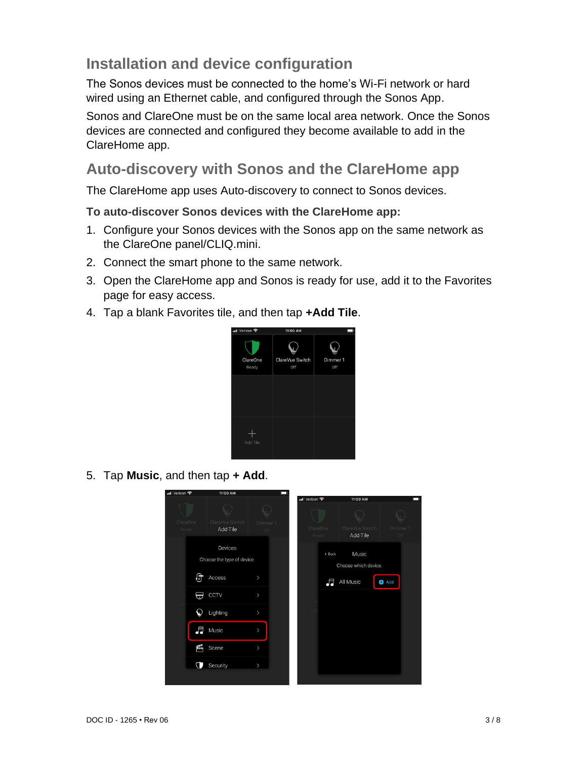## Installation and device configuration

The Sonos devices must be connected to the home's Wi-Fi network or hard wired using an Ethernet cable, and configured through the Sonos App.

Sonos and ClareOne must be on the same local area network. Once the Sonos devices are connected and configured they become available to add in the ClareHome app.

## Auto-discovery with Sonos and the ClareHome app

The ClareHome app uses Auto-discovery to connect to Sonos devices.

**To auto-discover Sonos devices with the ClareHome app:**

1. Configure your Sonos devices with the Sonos app on the same network as the ClareOne panel/CLIQ.mini.
2. Connect the smart phone to the same network.
3. Open the ClareHome app and Sonos is ready for use, add it to the Favorites page for easy access.
4. Tap a blank Favorites tile, and then tap **+Add Tile**.
5. Tap **Music**, and then tap **+ Add**.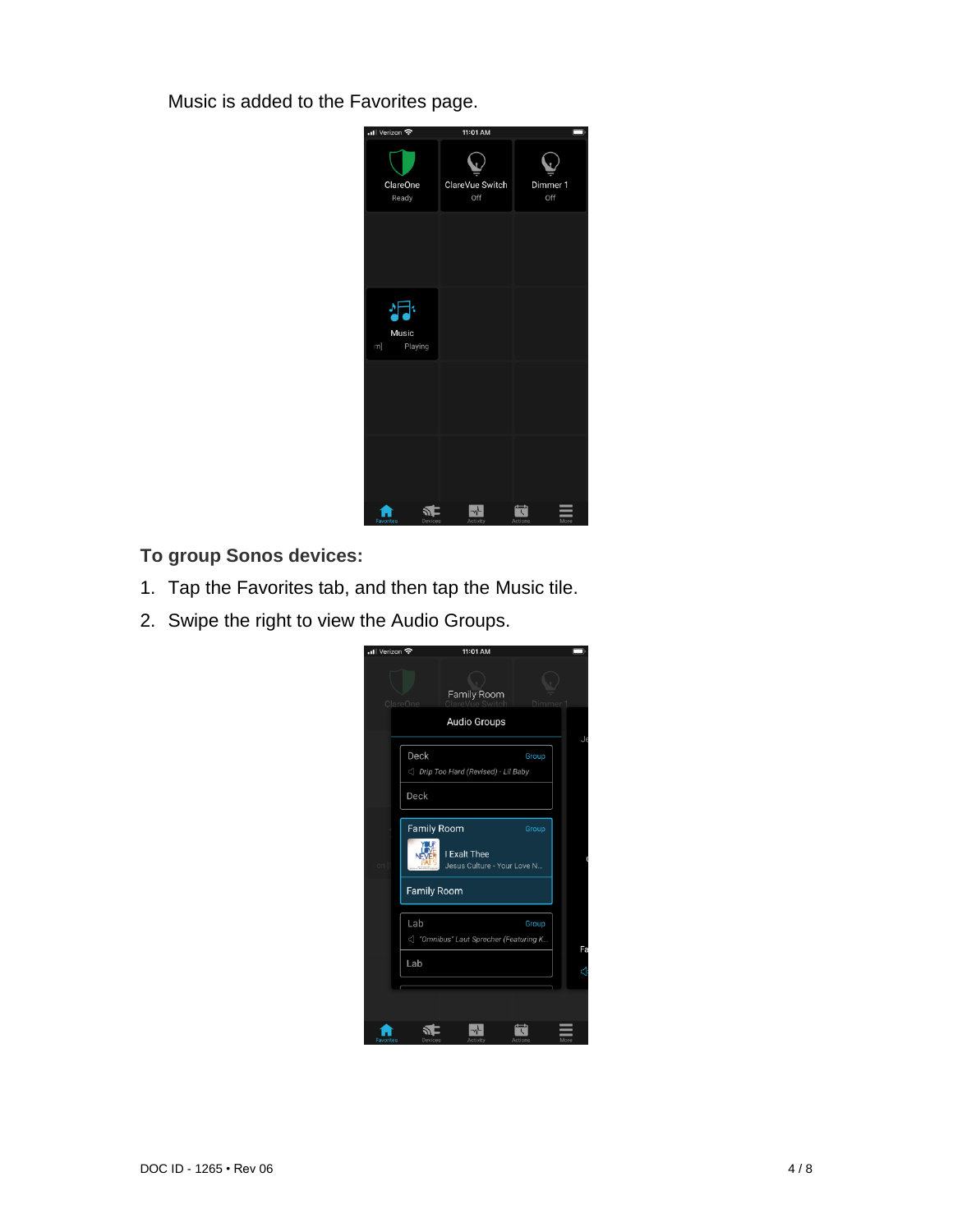Music is added to the Favorites page.

**To group Sonos devices:**

1. Tap the Favorites tab, and then tap the Music tile.
2. Swipe the right to view the Audio Groups.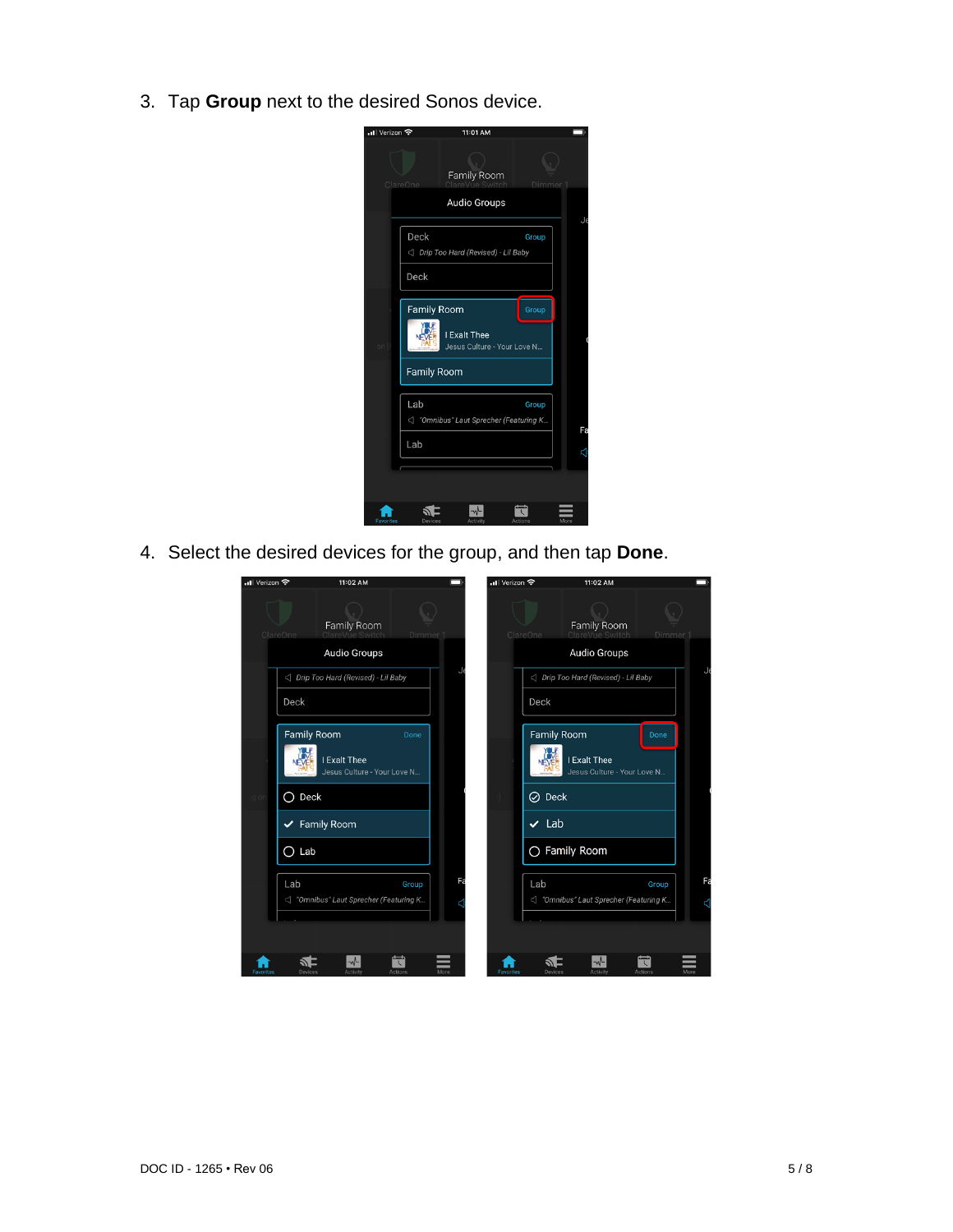3. Tap **Group** next to the desired Sonos device.

4. Select the desired devices for the group, and then tap **Done**.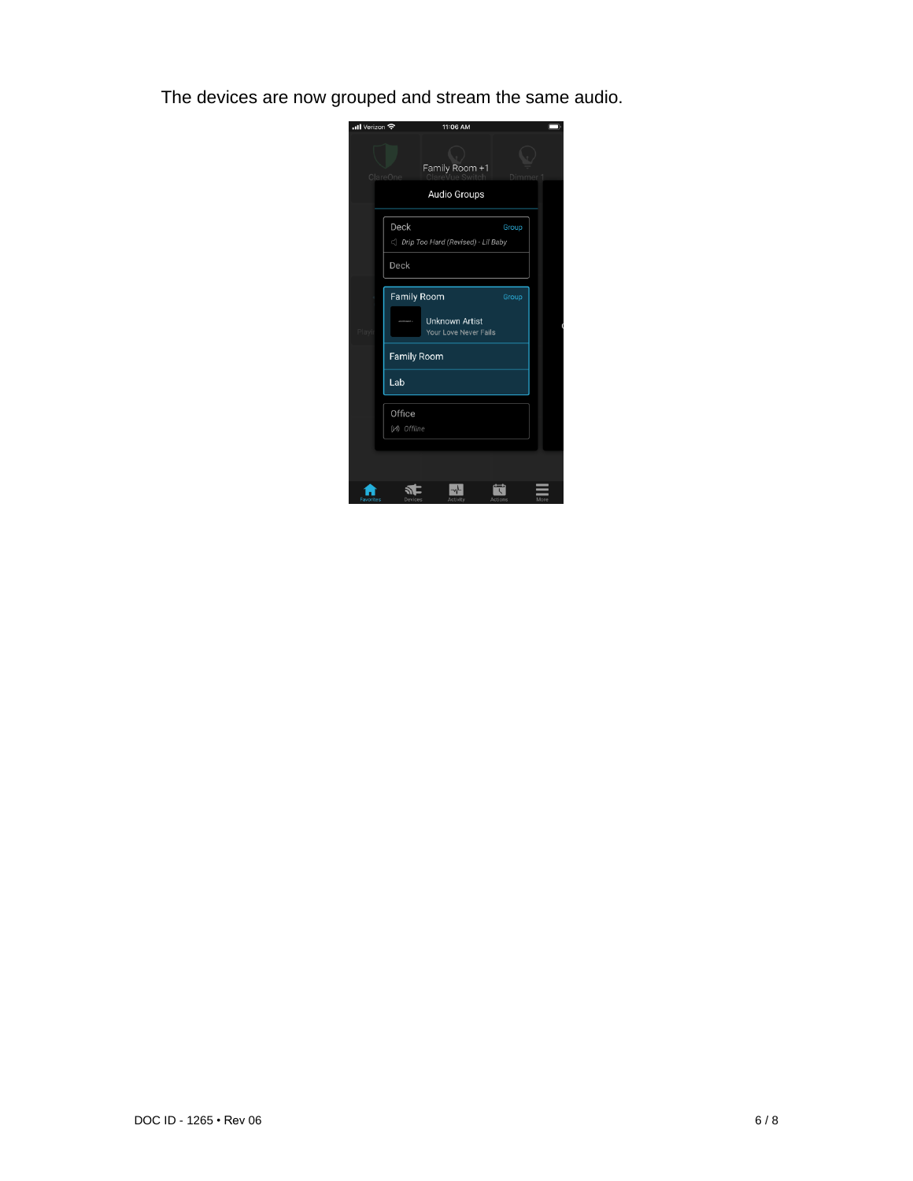The devices are now grouped and stream the same audio.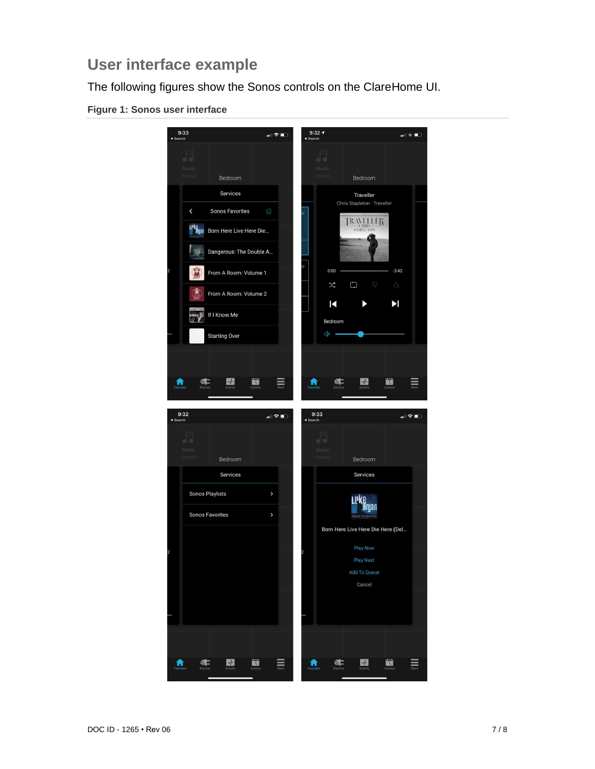## User interface example

The following figures show the Sonos controls on the ClareHome UI.

### Figure 1: Sonos user interface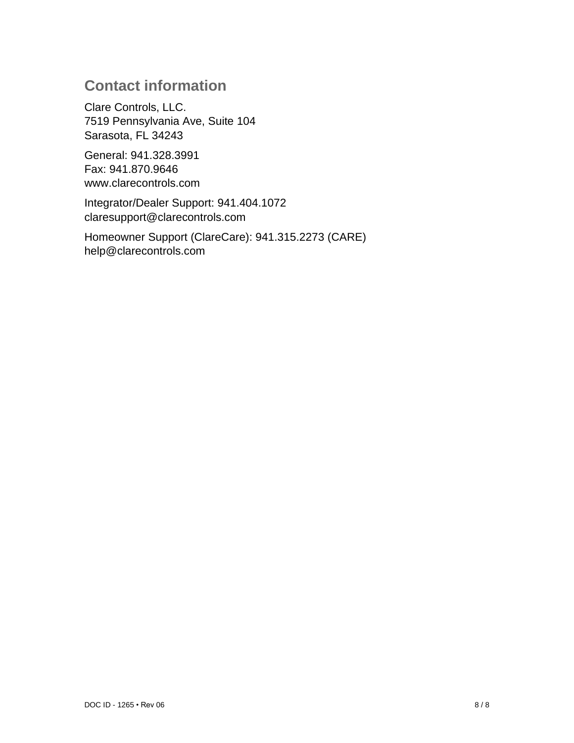## Contact information

Clare Controls, LLC.
7519 Pennsylvania Ave, Suite 104
Sarasota, FL 34243

General: 941.328.3991
Fax: 941.870.9646
www.clarecontrols.com

Integrator/Dealer Support: 941.404.1072
claresupport@clarecontrols.com

Homeowner Support (ClareCare): 941.315.2273 (CARE)
help@clarecontrols.com